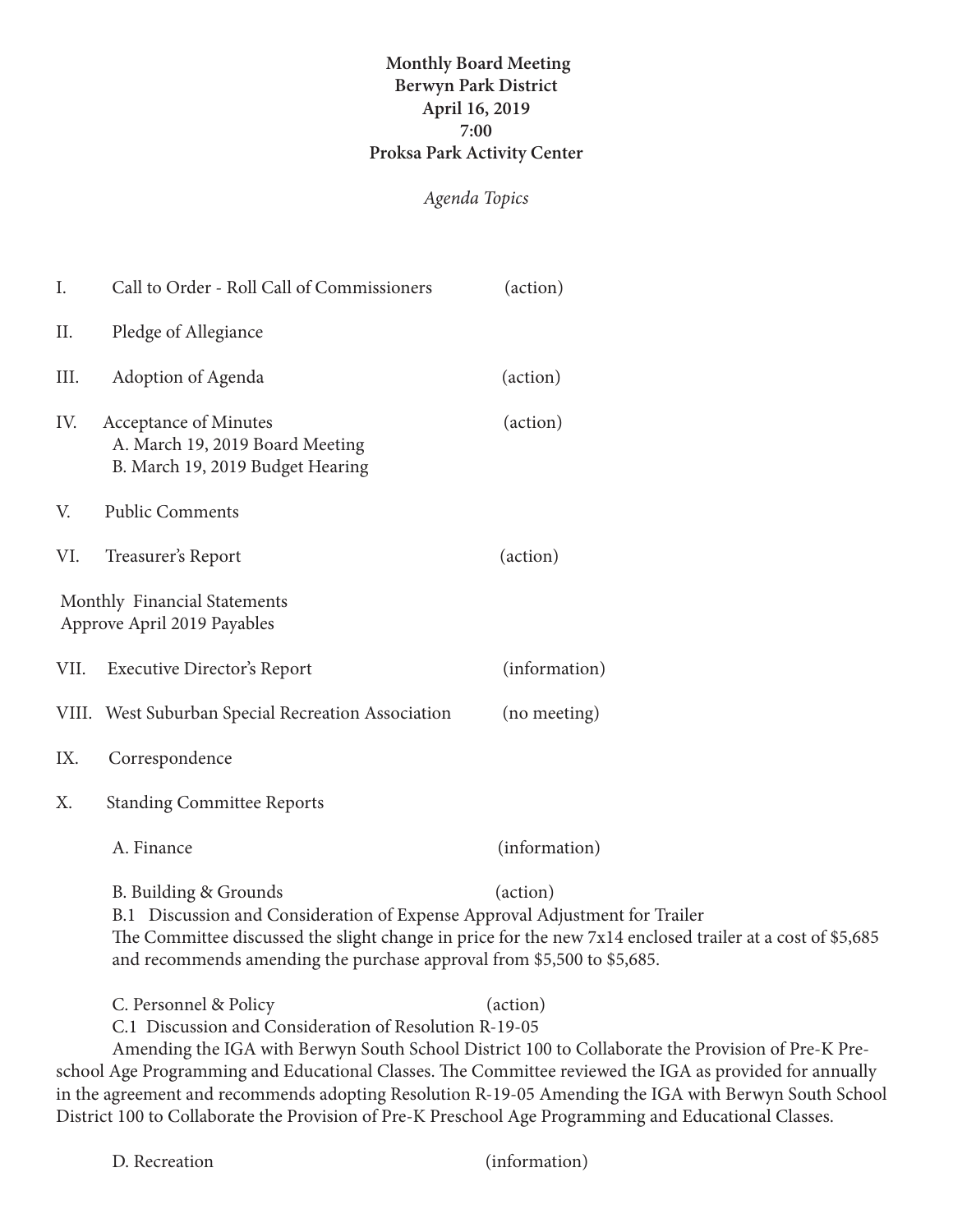**Monthly Board Meeting**
**Berwyn Park District**
**April 16, 2019**
**7:00**
**Proksa Park Activity Center**

*Agenda Topics*

I. Call to Order - Roll Call of Commissioners (action)

II. Pledge of Allegiance

III. Adoption of Agenda (action)

IV. Acceptance of Minutes (action)
A. March 19, 2019 Board Meeting
B. March 19, 2019 Budget Hearing

V. Public Comments

VI. Treasurer's Report (action)

Monthly Financial Statements
Approve April 2019 Payables

VII. Executive Director's Report (information)

VIII. West Suburban Special Recreation Association (no meeting)

IX. Correspondence

X. Standing Committee Reports

A. Finance (information)

B. Building & Grounds (action)
B.1 Discussion and Consideration of Expense Approval Adjustment for Trailer
The Committee discussed the slight change in price for the new 7x14 enclosed trailer at a cost of $5,685 and recommends amending the purchase approval from $5,500 to $5,685.

C. Personnel & Policy (action)
C.1 Discussion and Consideration of Resolution R-19-05
Amending the IGA with Berwyn South School District 100 to Collaborate the Provision of Pre-K Pre-school Age Programming and Educational Classes. The Committee reviewed the IGA as provided for annually in the agreement and recommends adopting Resolution R-19-05 Amending the IGA with Berwyn South School District 100 to Collaborate the Provision of Pre-K Preschool Age Programming and Educational Classes.

D. Recreation (information)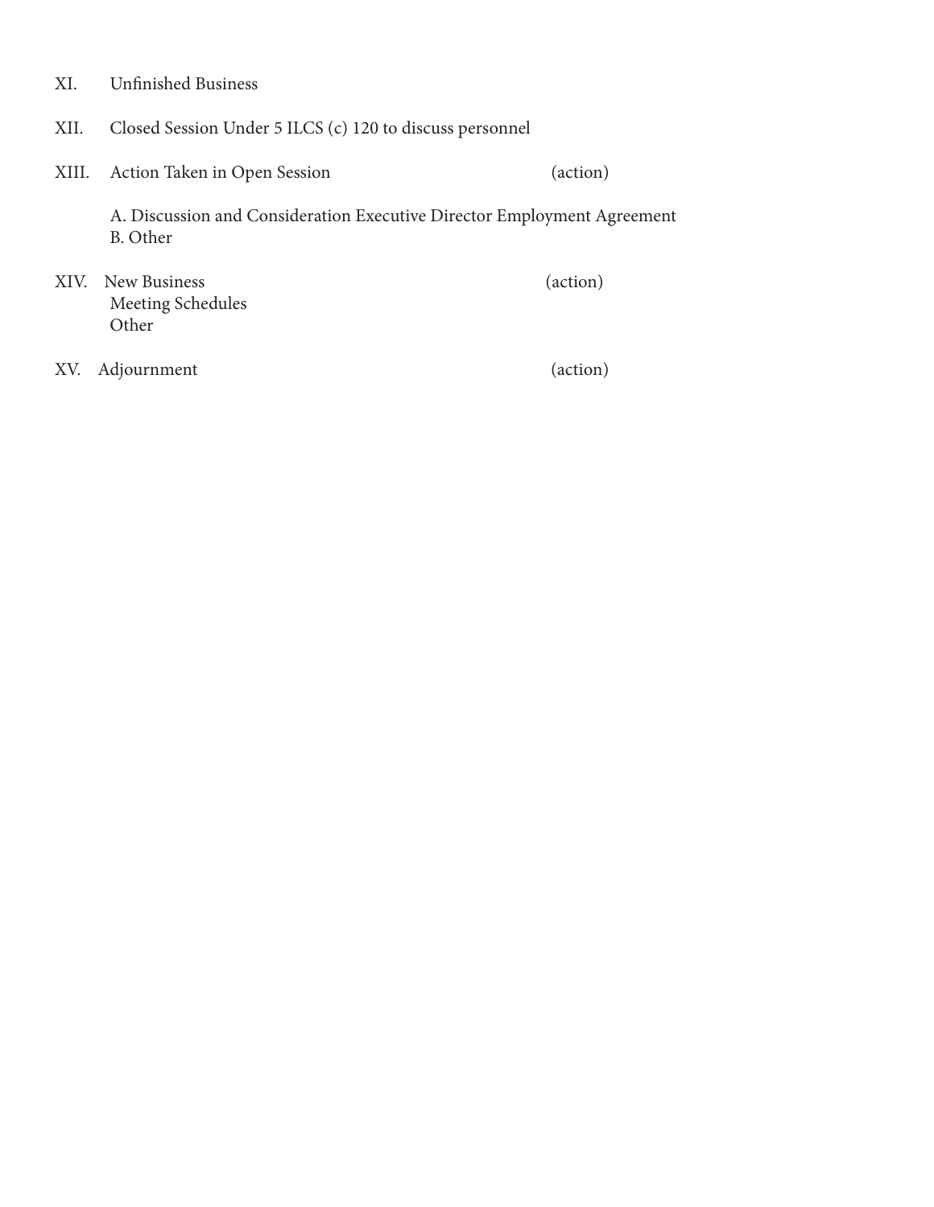XI. Unfinished Business

XII. Closed Session Under 5 ILCS (c) 120 to discuss personnel

XIII. Action Taken in Open Session (action)

A. Discussion and Consideration Executive Director Employment Agreement
B. Other

XIV. New Business (action)
Meeting Schedules
Other

XV. Adjournment (action)